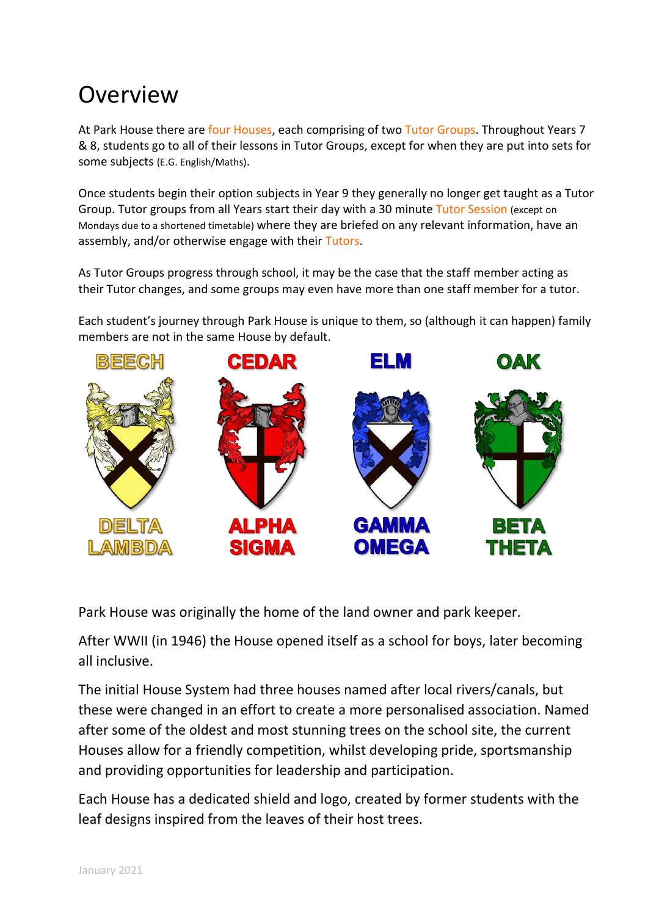# Overview

At Park House there are four Houses, each comprising of two Tutor Groups. Throughout Years 7 & 8, students go to all of their lessons in Tutor Groups, except for when they are put into sets for some subjects (E.G. English/Maths).

Once students begin their option subjects in Year 9 they generally no longer get taught as a Tutor Group. Tutor groups from all Years start their day with a 30 minute Tutor Session (except on Mondays due to a shortened timetable) where they are briefed on any relevant information, have an assembly, and/or otherwise engage with their Tutors.

As Tutor Groups progress through school, it may be the case that the staff member acting as their Tutor changes, and some groups may even have more than one staff member for a tutor.

Each student's journey through Park House is unique to them, so (although it can happen) family members are not in the same House by default.

| BEECH | CEDAR | ELM | OAK |
|---|---|---|---|
| DELTA | ALPHA | GAMMA | BETA |
| LAMBDA | SIGMA | OMEGA | THETA |

Park House was originally the home of the land owner and park keeper.

After WWII (in 1946) the House opened itself as a school for boys, later becoming all inclusive.

The initial House System had three houses named after local rivers/canals, but these were changed in an effort to create a more personalised association. Named after some of the oldest and most stunning trees on the school site, the current Houses allow for a friendly competition, whilst developing pride, sportsmanship and providing opportunities for leadership and participation.

Each House has a dedicated shield and logo, created by former students with the leaf designs inspired from the leaves of their host trees.

January 2021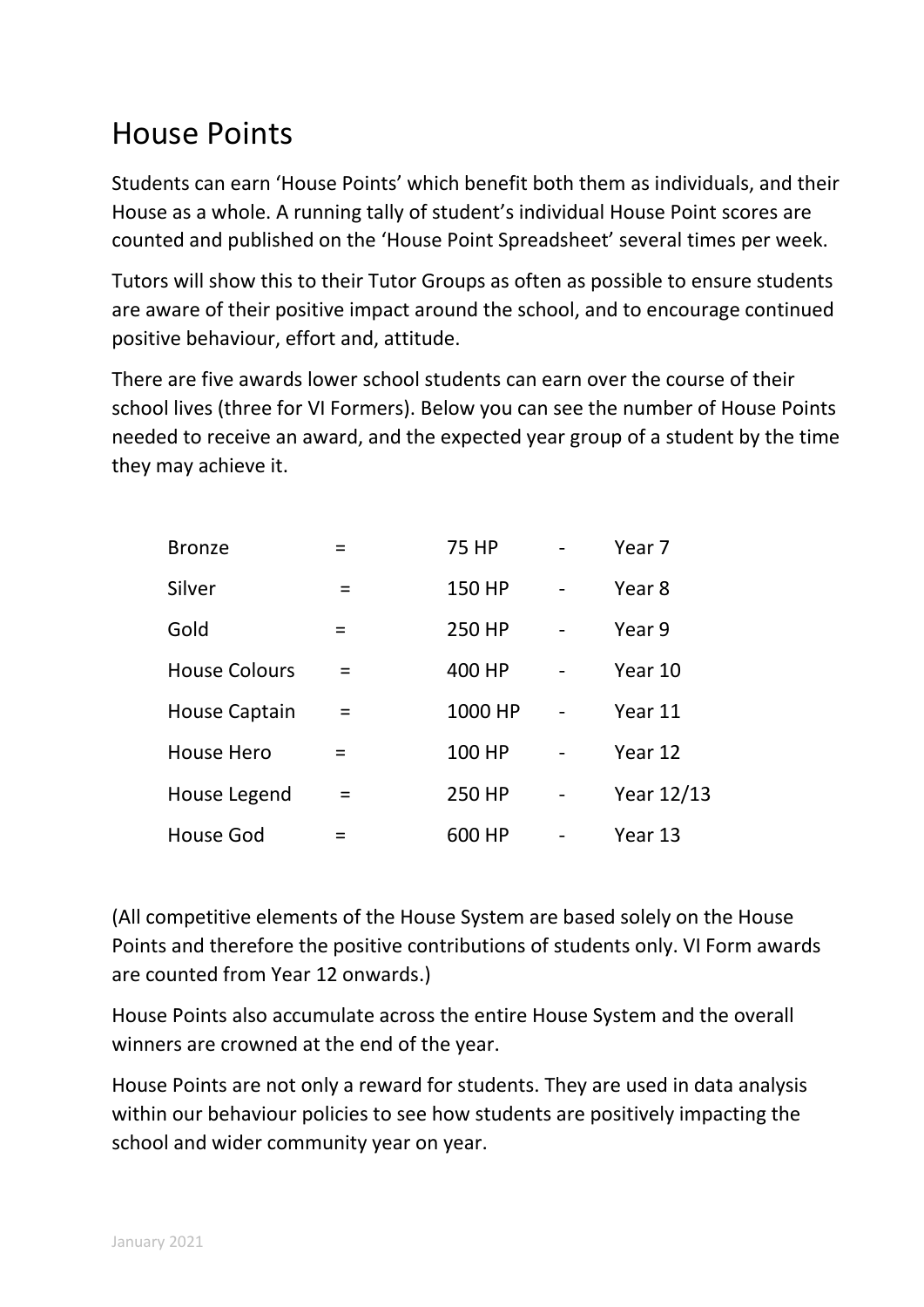# House Points

Students can earn 'House Points' which benefit both them as individuals, and their House as a whole. A running tally of student's individual House Point scores are counted and published on the 'House Point Spreadsheet' several times per week.

Tutors will show this to their Tutor Groups as often as possible to ensure students are aware of their positive impact around the school, and to encourage continued positive behaviour, effort and, attitude.

There are five awards lower school students can earn over the course of their school lives (three for VI Formers). Below you can see the number of House Points needed to receive an award, and the expected year group of a student by the time they may achieve it.

| Award | | House Points | | Year |
|---|---|---|---|---|
| Bronze | = | 75 HP | - | Year 7 |
| Silver | = | 150 HP | - | Year 8 |
| Gold | = | 250 HP | - | Year 9 |
| House Colours | = | 400 HP | - | Year 10 |
| House Captain | = | 1000 HP | - | Year 11 |
| House Hero | = | 100 HP | - | Year 12 |
| House Legend | = | 250 HP | - | Year 12/13 |
| House God | = | 600 HP | - | Year 13 |

(All competitive elements of the House System are based solely on the House Points and therefore the positive contributions of students only. VI Form awards are counted from Year 12 onwards.)

House Points also accumulate across the entire House System and the overall winners are crowned at the end of the year.

House Points are not only a reward for students. They are used in data analysis within our behaviour policies to see how students are positively impacting the school and wider community year on year.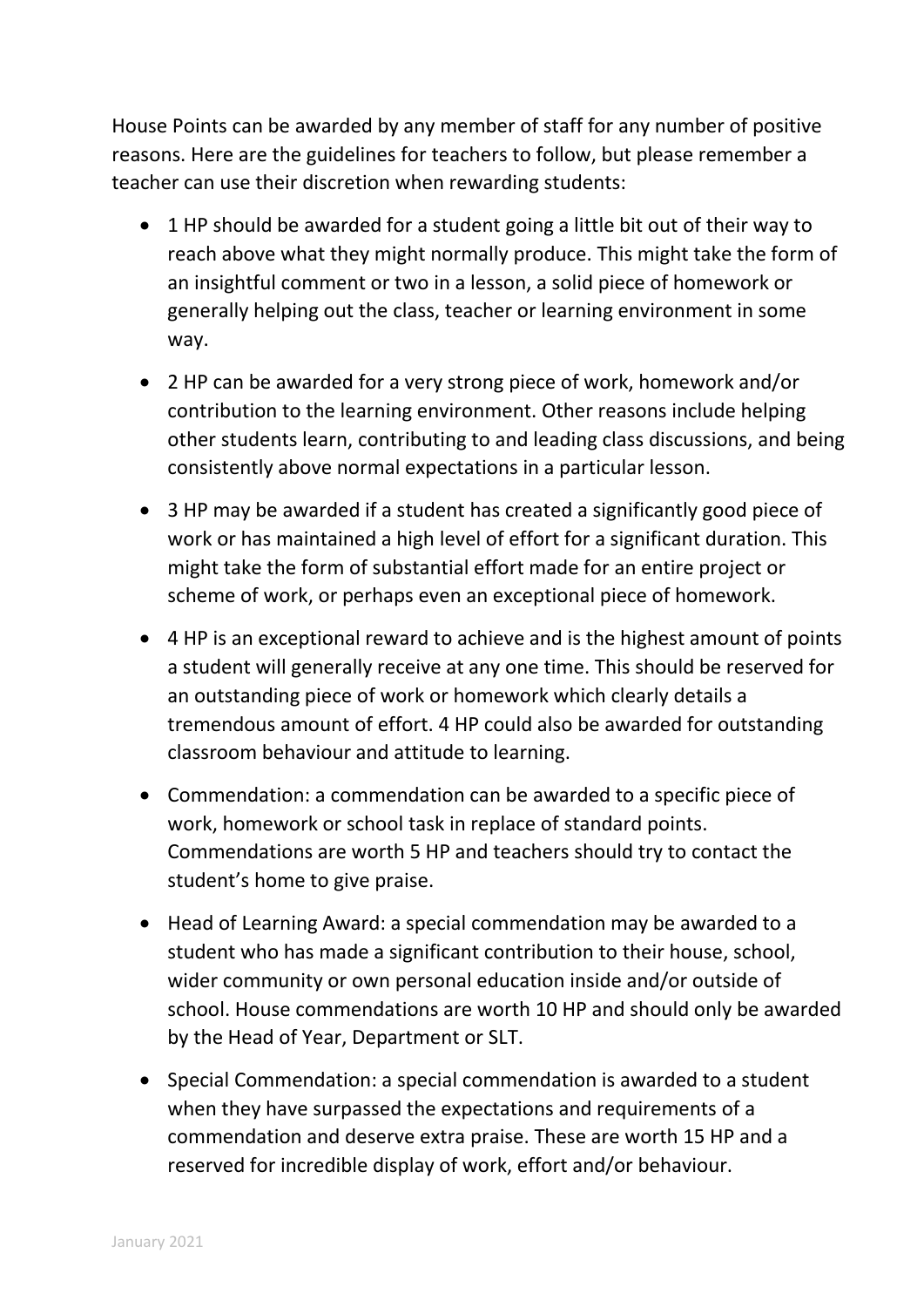House Points can be awarded by any member of staff for any number of positive reasons. Here are the guidelines for teachers to follow, but please remember a teacher can use their discretion when rewarding students:

- 1 HP should be awarded for a student going a little bit out of their way to reach above what they might normally produce. This might take the form of an insightful comment or two in a lesson, a solid piece of homework or generally helping out the class, teacher or learning environment in some way.
- 2 HP can be awarded for a very strong piece of work, homework and/or contribution to the learning environment. Other reasons include helping other students learn, contributing to and leading class discussions, and being consistently above normal expectations in a particular lesson.
- 3 HP may be awarded if a student has created a significantly good piece of work or has maintained a high level of effort for a significant duration. This might take the form of substantial effort made for an entire project or scheme of work, or perhaps even an exceptional piece of homework.
- 4 HP is an exceptional reward to achieve and is the highest amount of points a student will generally receive at any one time. This should be reserved for an outstanding piece of work or homework which clearly details a tremendous amount of effort. 4 HP could also be awarded for outstanding classroom behaviour and attitude to learning.
- Commendation: a commendation can be awarded to a specific piece of work, homework or school task in replace of standard points. Commendations are worth 5 HP and teachers should try to contact the student's home to give praise.
- Head of Learning Award: a special commendation may be awarded to a student who has made a significant contribution to their house, school, wider community or own personal education inside and/or outside of school. House commendations are worth 10 HP and should only be awarded by the Head of Year, Department or SLT.
- Special Commendation: a special commendation is awarded to a student when they have surpassed the expectations and requirements of a commendation and deserve extra praise. These are worth 15 HP and a reserved for incredible display of work, effort and/or behaviour.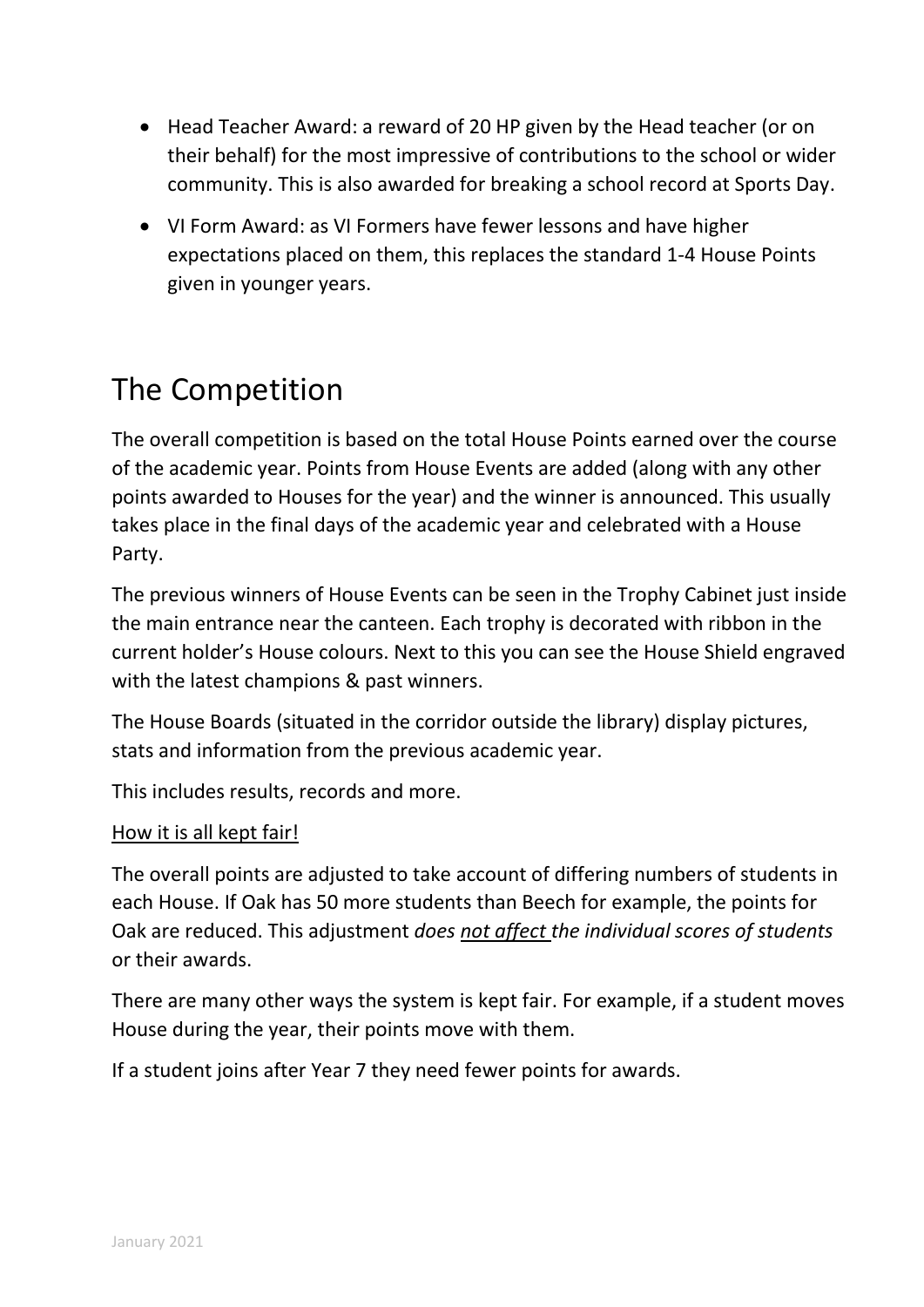- Head Teacher Award: a reward of 20 HP given by the Head teacher (or on their behalf) for the most impressive of contributions to the school or wider community. This is also awarded for breaking a school record at Sports Day.
- VI Form Award: as VI Formers have fewer lessons and have higher expectations placed on them, this replaces the standard 1-4 House Points given in younger years.

# The Competition

The overall competition is based on the total House Points earned over the course of the academic year. Points from House Events are added (along with any other points awarded to Houses for the year) and the winner is announced. This usually takes place in the final days of the academic year and celebrated with a House Party.

The previous winners of House Events can be seen in the Trophy Cabinet just inside the main entrance near the canteen. Each trophy is decorated with ribbon in the current holder's House colours. Next to this you can see the House Shield engraved with the latest champions & past winners.

The House Boards (situated in the corridor outside the library) display pictures, stats and information from the previous academic year.

This includes results, records and more.

<u>How it is all kept fair!</u>

The overall points are adjusted to take account of differing numbers of students in each House. If Oak has 50 more students than Beech for example, the points for Oak are reduced. This adjustment *does <u>not affect</u> the individual scores of students* or their awards.

There are many other ways the system is kept fair. For example, if a student moves House during the year, their points move with them.

If a student joins after Year 7 they need fewer points for awards.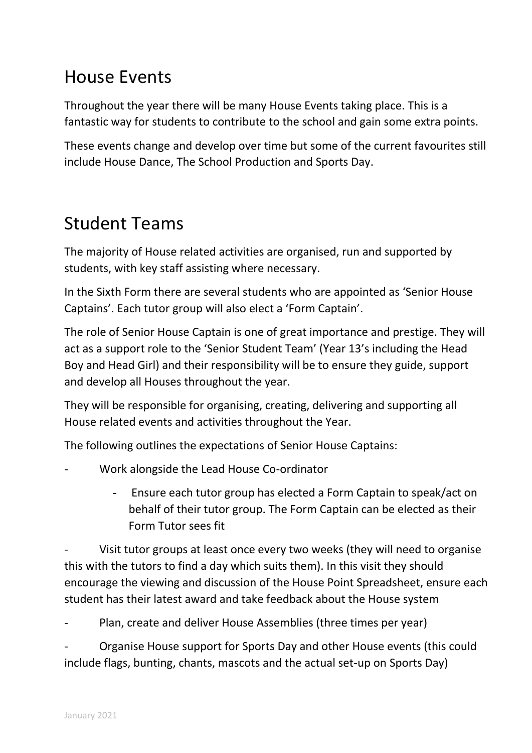## House Events

Throughout the year there will be many House Events taking place. This is a fantastic way for students to contribute to the school and gain some extra points.

These events change and develop over time but some of the current favourites still include House Dance, The School Production and Sports Day.

## Student Teams

The majority of House related activities are organised, run and supported by students, with key staff assisting where necessary.

In the Sixth Form there are several students who are appointed as 'Senior House Captains'. Each tutor group will also elect a 'Form Captain'.

The role of Senior House Captain is one of great importance and prestige. They will act as a support role to the 'Senior Student Team' (Year 13's including the Head Boy and Head Girl) and their responsibility will be to ensure they guide, support and develop all Houses throughout the year.

They will be responsible for organising, creating, delivering and supporting all House related events and activities throughout the Year.

The following outlines the expectations of Senior House Captains:

- Work alongside the Lead House Co-ordinator
    - Ensure each tutor group has elected a Form Captain to speak/act on behalf of their tutor group. The Form Captain can be elected as their Form Tutor sees fit
- Visit tutor groups at least once every two weeks (they will need to organise this with the tutors to find a day which suits them). In this visit they should encourage the viewing and discussion of the House Point Spreadsheet, ensure each student has their latest award and take feedback about the House system
- Plan, create and deliver House Assemblies (three times per year)
- Organise House support for Sports Day and other House events (this could include flags, bunting, chants, mascots and the actual set-up on Sports Day)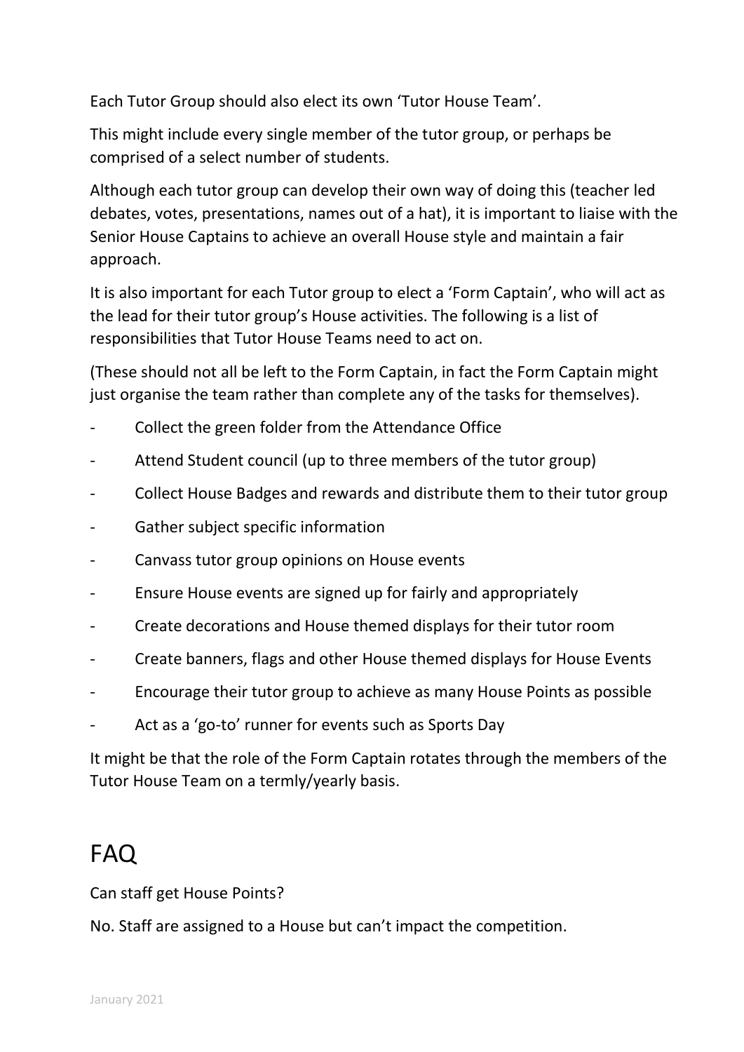Each Tutor Group should also elect its own 'Tutor House Team'.

This might include every single member of the tutor group, or perhaps be comprised of a select number of students.

Although each tutor group can develop their own way of doing this (teacher led debates, votes, presentations, names out of a hat), it is important to liaise with the Senior House Captains to achieve an overall House style and maintain a fair approach.

It is also important for each Tutor group to elect a 'Form Captain', who will act as the lead for their tutor group's House activities. The following is a list of responsibilities that Tutor House Teams need to act on.

(These should not all be left to the Form Captain, in fact the Form Captain might just organise the team rather than complete any of the tasks for themselves).

- Collect the green folder from the Attendance Office
- Attend Student council (up to three members of the tutor group)
- Collect House Badges and rewards and distribute them to their tutor group
- Gather subject specific information
- Canvass tutor group opinions on House events
- Ensure House events are signed up for fairly and appropriately
- Create decorations and House themed displays for their tutor room
- Create banners, flags and other House themed displays for House Events
- Encourage their tutor group to achieve as many House Points as possible
- Act as a 'go-to' runner for events such as Sports Day

It might be that the role of the Form Captain rotates through the members of the Tutor House Team on a termly/yearly basis.

# FAQ

Can staff get House Points?

No. Staff are assigned to a House but can't impact the competition.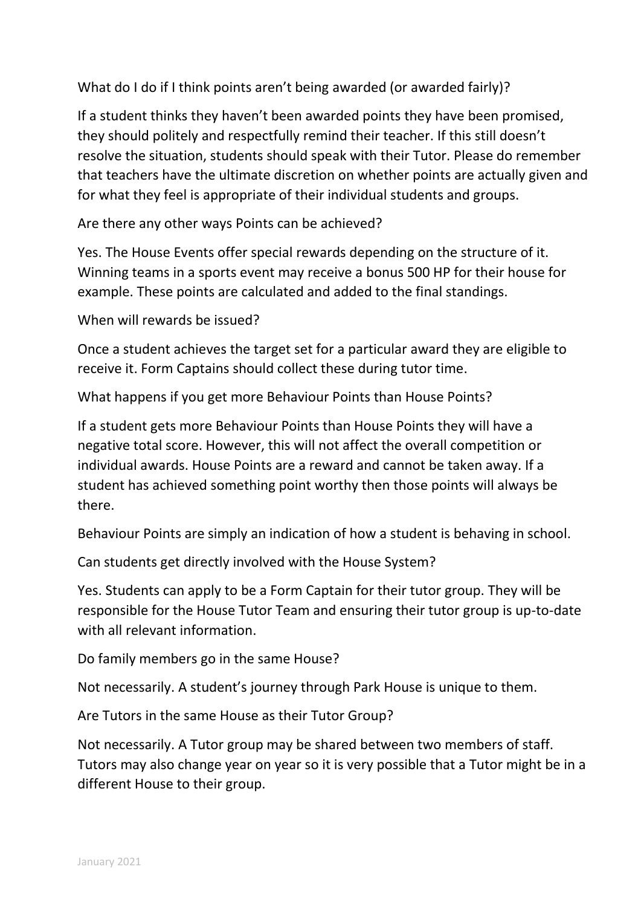What do I do if I think points aren't being awarded (or awarded fairly)?

If a student thinks they haven't been awarded points they have been promised, they should politely and respectfully remind their teacher. If this still doesn't resolve the situation, students should speak with their Tutor. Please do remember that teachers have the ultimate discretion on whether points are actually given and for what they feel is appropriate of their individual students and groups.

Are there any other ways Points can be achieved?

Yes. The House Events offer special rewards depending on the structure of it. Winning teams in a sports event may receive a bonus 500 HP for their house for example. These points are calculated and added to the final standings.

When will rewards be issued?

Once a student achieves the target set for a particular award they are eligible to receive it. Form Captains should collect these during tutor time.

What happens if you get more Behaviour Points than House Points?

If a student gets more Behaviour Points than House Points they will have a negative total score. However, this will not affect the overall competition or individual awards. House Points are a reward and cannot be taken away. If a student has achieved something point worthy then those points will always be there.

Behaviour Points are simply an indication of how a student is behaving in school.

Can students get directly involved with the House System?

Yes. Students can apply to be a Form Captain for their tutor group. They will be responsible for the House Tutor Team and ensuring their tutor group is up-to-date with all relevant information.

Do family members go in the same House?

Not necessarily. A student's journey through Park House is unique to them.

Are Tutors in the same House as their Tutor Group?

Not necessarily. A Tutor group may be shared between two members of staff. Tutors may also change year on year so it is very possible that a Tutor might be in a different House to their group.